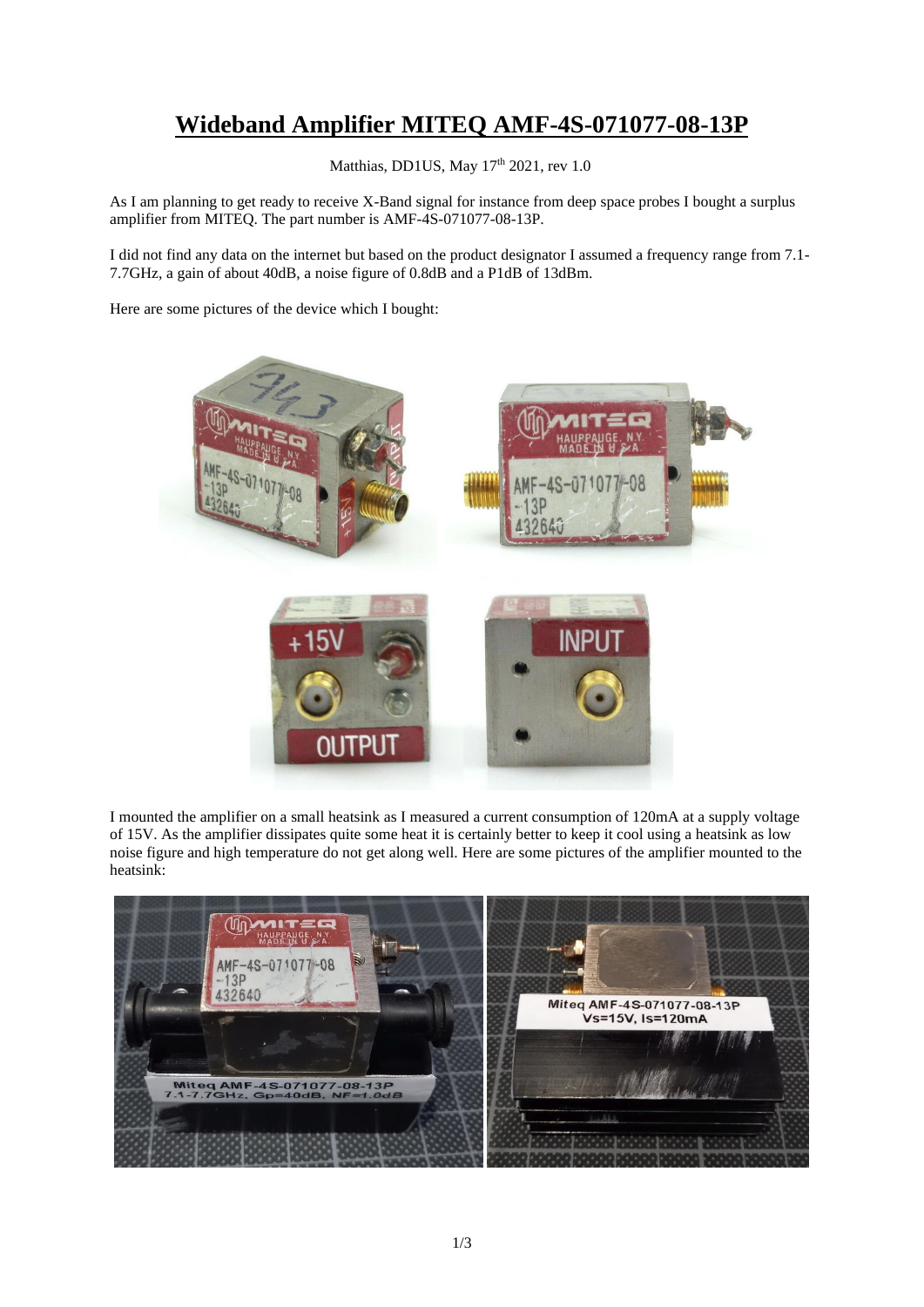# Wideband Amplifier MITEQ AMF-4S-071077-08-13P

Matthias, DD1US, May 17th 2021, rev 1.0

As I am planning to get ready to receive X-Band signal for instance from deep space probes I bought a surplus amplifier from MITEQ. The part number is AMF-4S-071077-08-13P.

I did not find any data on the internet but based on the product designator I assumed a frequency range from 7.1-7.7GHz, a gain of about 40dB, a noise figure of 0.8dB and a P1dB of 13dBm.

Here are some pictures of the device which I bought:

I mounted the amplifier on a small heatsink as I measured a current consumption of 120mA at a supply voltage of 15V. As the amplifier dissipates quite some heat it is certainly better to keep it cool using a heatsink as low noise figure and high temperature do not get along well. Here are some pictures of the amplifier mounted to the heatsink: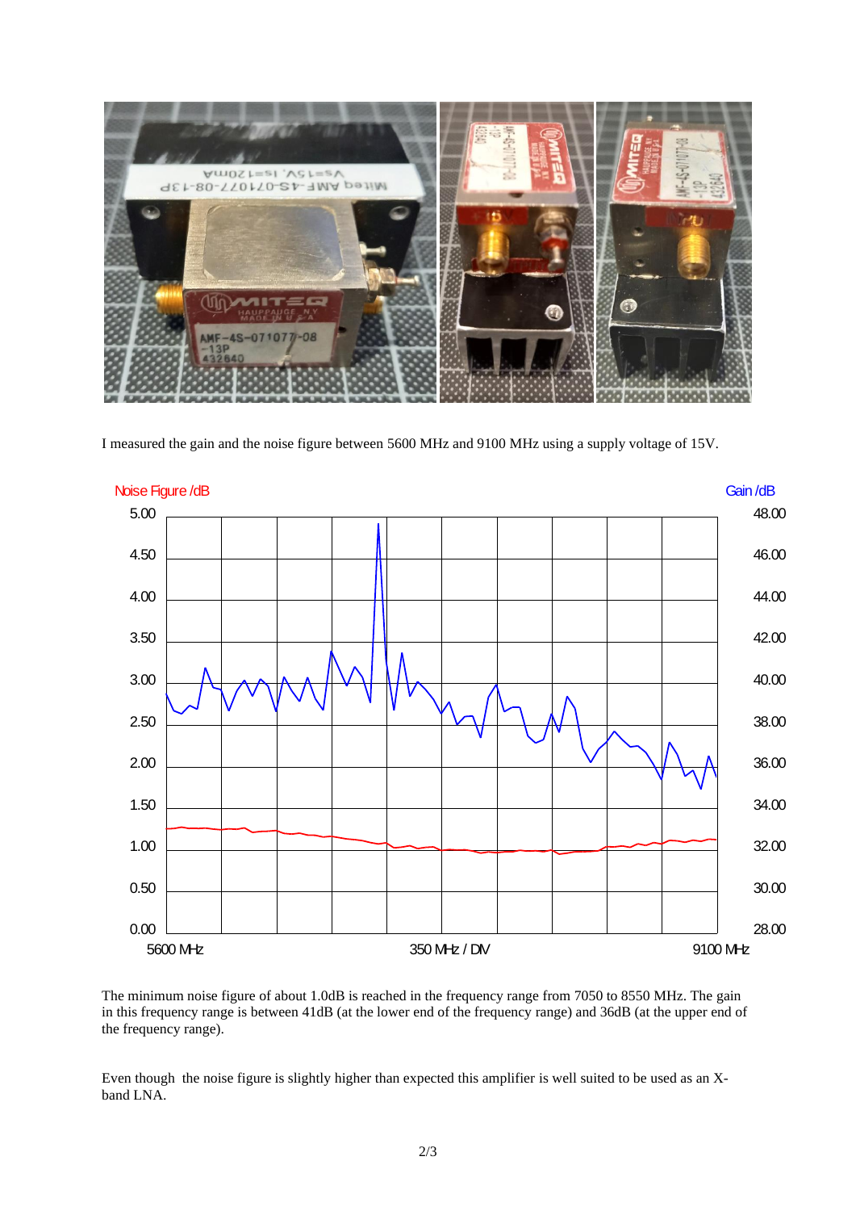I measured the gain and the noise figure between 5600 MHz and 9100 MHz using a supply voltage of 15V.

The minimum noise figure of about 1.0dB is reached in the frequency range from 7050 to 8550 MHz. The gain in this frequency range is between 41dB (at the lower end of the frequency range) and 36dB (at the upper end of the frequency range).

Even though the noise figure is slightly higher than expected this amplifier is well suited to be used as an X-band LNA.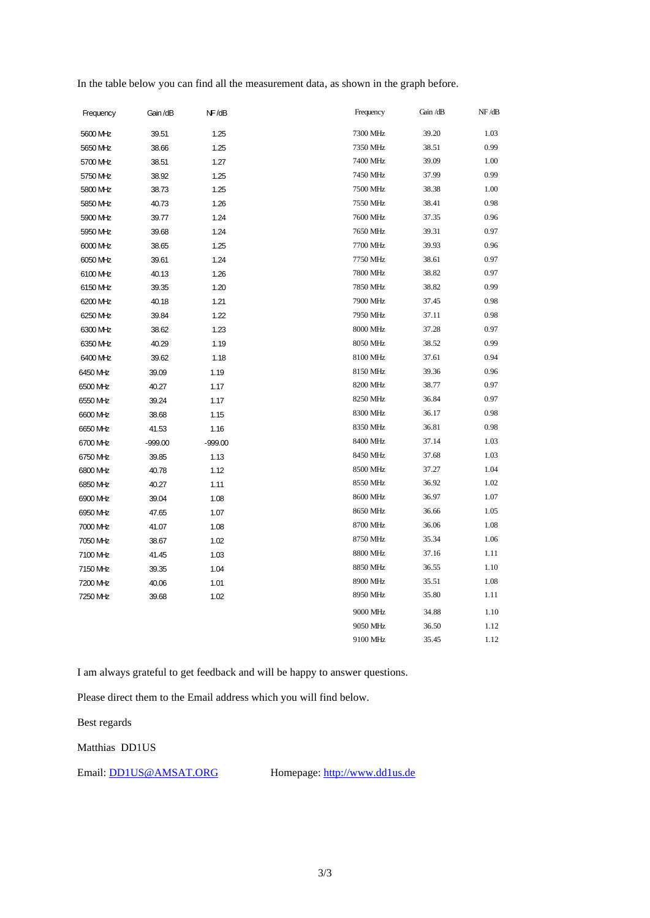In the table below you can find all the measurement data, as shown in the graph before.

| Frequency | Gain /dB | NF /dB |
|---|---|---|
| 5600 MHz | 39.51 | 1.25 |
| 5650 MHz | 38.66 | 1.25 |
| 5700 MHz | 38.51 | 1.27 |
| 5750 MHz | 38.92 | 1.25 |
| 5800 MHz | 38.73 | 1.25 |
| 5850 MHz | 40.73 | 1.26 |
| 5900 MHz | 39.77 | 1.24 |
| 5950 MHz | 39.68 | 1.24 |
| 6000 MHz | 38.65 | 1.25 |
| 6050 MHz | 39.61 | 1.24 |
| 6100 MHz | 40.13 | 1.26 |
| 6150 MHz | 39.35 | 1.20 |
| 6200 MHz | 40.18 | 1.21 |
| 6250 MHz | 39.84 | 1.22 |
| 6300 MHz | 38.62 | 1.23 |
| 6350 MHz | 40.29 | 1.19 |
| 6400 MHz | 39.62 | 1.18 |
| 6450 MHz | 39.09 | 1.19 |
| 6500 MHz | 40.27 | 1.17 |
| 6550 MHz | 39.24 | 1.17 |
| 6600 MHz | 38.68 | 1.15 |
| 6650 MHz | 41.53 | 1.16 |
| 6700 MHz | -999.00 | -999.00 |
| 6750 MHz | 39.85 | 1.13 |
| 6800 MHz | 40.78 | 1.12 |
| 6850 MHz | 40.27 | 1.11 |
| 6900 MHz | 39.04 | 1.08 |
| 6950 MHz | 47.65 | 1.07 |
| 7000 MHz | 41.07 | 1.08 |
| 7050 MHz | 38.67 | 1.02 |
| 7100 MHz | 41.45 | 1.03 |
| 7150 MHz | 39.35 | 1.04 |
| 7200 MHz | 40.06 | 1.01 |
| 7250 MHz | 39.68 | 1.02 |

| Frequency | Gain /dB | NF /dB |
|---|---|---|
| 7300 MHz | 39.20 | 1.03 |
| 7350 MHz | 38.51 | 0.99 |
| 7400 MHz | 39.09 | 1.00 |
| 7450 MHz | 37.99 | 0.99 |
| 7500 MHz | 38.38 | 1.00 |
| 7550 MHz | 38.41 | 0.98 |
| 7600 MHz | 37.35 | 0.96 |
| 7650 MHz | 39.31 | 0.97 |
| 7700 MHz | 39.93 | 0.96 |
| 7750 MHz | 38.61 | 0.97 |
| 7800 MHz | 38.82 | 0.97 |
| 7850 MHz | 38.82 | 0.99 |
| 7900 MHz | 37.45 | 0.98 |
| 7950 MHz | 37.11 | 0.98 |
| 8000 MHz | 37.28 | 0.97 |
| 8050 MHz | 38.52 | 0.99 |
| 8100 MHz | 37.61 | 0.94 |
| 8150 MHz | 39.36 | 0.96 |
| 8200 MHz | 38.77 | 0.97 |
| 8250 MHz | 36.84 | 0.97 |
| 8300 MHz | 36.17 | 0.98 |
| 8350 MHz | 36.81 | 0.98 |
| 8400 MHz | 37.14 | 1.03 |
| 8450 MHz | 37.68 | 1.03 |
| 8500 MHz | 37.27 | 1.04 |
| 8550 MHz | 36.92 | 1.02 |
| 8600 MHz | 36.97 | 1.07 |
| 8650 MHz | 36.66 | 1.05 |
| 8700 MHz | 36.06 | 1.08 |
| 8750 MHz | 35.34 | 1.06 |
| 8800 MHz | 37.16 | 1.11 |
| 8850 MHz | 36.55 | 1.10 |
| 8900 MHz | 35.51 | 1.08 |
| 8950 MHz | 35.80 | 1.11 |
| 9000 MHz | 34.88 | 1.10 |
| 9050 MHz | 36.50 | 1.12 |
| 9100 MHz | 35.45 | 1.12 |

I am always grateful to get feedback and will be happy to answer questions.

Please direct them to the Email address which you will find below.

Best regards

Matthias DD1US

Email: DD1US@AMSAT.ORG Homepage: http://www.dd1us.de